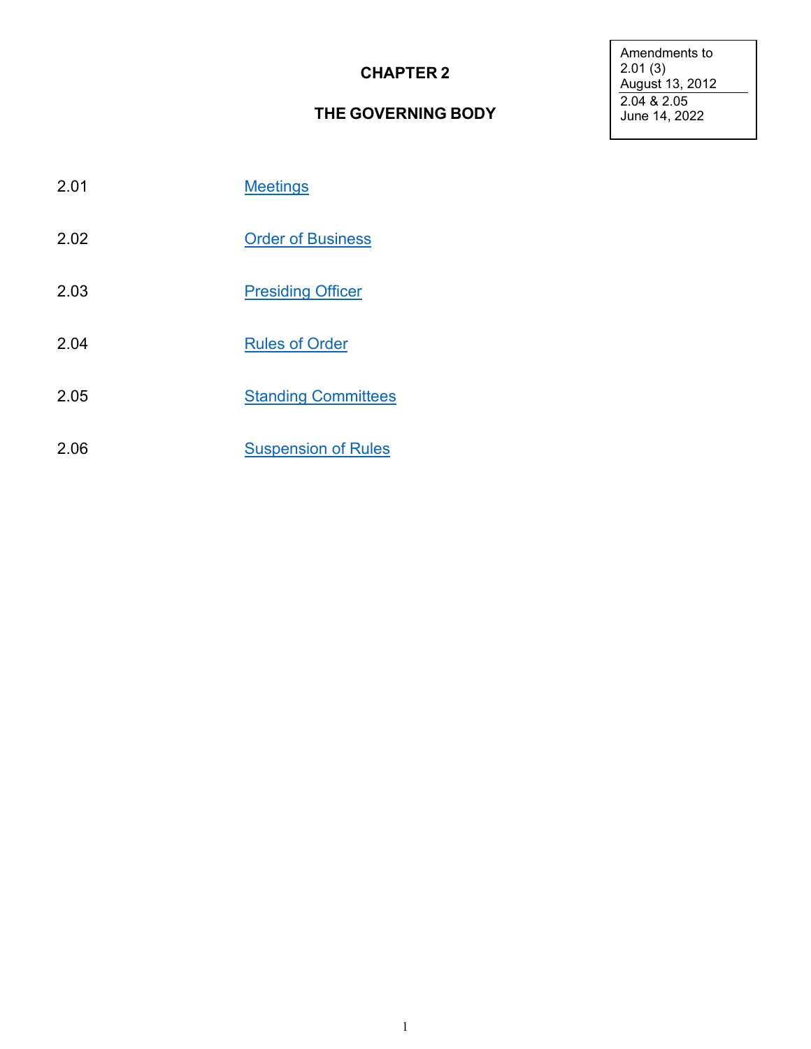# CHAPTER 2

## THE GOVERNING BODY

Amendments to
2.01 (3)
August 13, 2012
2.04 & 2.05
June 14, 2022

| | |
|---|---|
| 2.01 | Meetings |
| 2.02 | Order of Business |
| 2.03 | Presiding Officer |
| 2.04 | Rules of Order |
| 2.05 | Standing Committees |
| 2.06 | Suspension of Rules |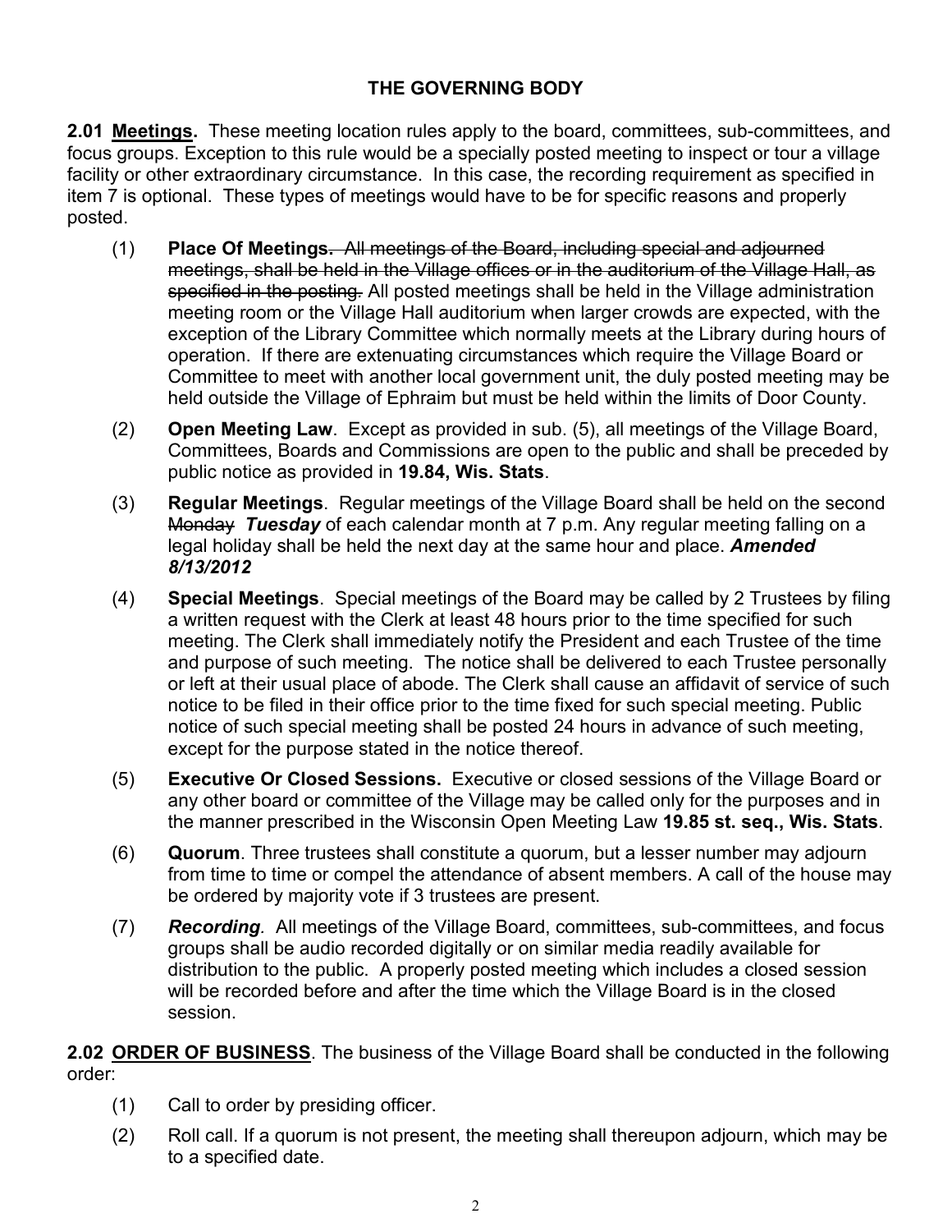## THE GOVERNING BODY

**2.01 <u>Meetings</u>.** These meeting location rules apply to the board, committees, sub-committees, and focus groups. Exception to this rule would be a specially posted meeting to inspect or tour a village facility or other extraordinary circumstance. In this case, the recording requirement as specified in item 7 is optional. These types of meetings would have to be for specific reasons and properly posted.

(1) **Place Of Meetings.** ~~All meetings of the Board, including special and adjourned meetings, shall be held in the Village offices or in the auditorium of the Village Hall, as specified in the posting.~~ All posted meetings shall be held in the Village administration meeting room or the Village Hall auditorium when larger crowds are expected, with the exception of the Library Committee which normally meets at the Library during hours of operation. If there are extenuating circumstances which require the Village Board or Committee to meet with another local government unit, the duly posted meeting may be held outside the Village of Ephraim but must be held within the limits of Door County.

(2) **Open Meeting Law**. Except as provided in sub. (5), all meetings of the Village Board, Committees, Boards and Commissions are open to the public and shall be preceded by public notice as provided in **19.84, Wis. Stats**.

(3) **Regular Meetings**. Regular meetings of the Village Board shall be held on the second ~~Monday~~ ***Tuesday*** of each calendar month at 7 p.m. Any regular meeting falling on a legal holiday shall be held the next day at the same hour and place. ***Amended 8/13/2012***

(4) **Special Meetings**. Special meetings of the Board may be called by 2 Trustees by filing a written request with the Clerk at least 48 hours prior to the time specified for such meeting. The Clerk shall immediately notify the President and each Trustee of the time and purpose of such meeting. The notice shall be delivered to each Trustee personally or left at their usual place of abode. The Clerk shall cause an affidavit of service of such notice to be filed in their office prior to the time fixed for such special meeting. Public notice of such special meeting shall be posted 24 hours in advance of such meeting, except for the purpose stated in the notice thereof.

(5) **Executive Or Closed Sessions.** Executive or closed sessions of the Village Board or any other board or committee of the Village may be called only for the purposes and in the manner prescribed in the Wisconsin Open Meeting Law **19.85 st. seq., Wis. Stats**.

(6) **Quorum**. Three trustees shall constitute a quorum, but a lesser number may adjourn from time to time or compel the attendance of absent members. A call of the house may be ordered by majority vote if 3 trustees are present.

(7) ***Recording****.* All meetings of the Village Board, committees, sub-committees, and focus groups shall be audio recorded digitally or on similar media readily available for distribution to the public. A properly posted meeting which includes a closed session will be recorded before and after the time which the Village Board is in the closed session.

**2.02 <u>ORDER OF BUSINESS</u>**. The business of the Village Board shall be conducted in the following order:

(1) Call to order by presiding officer.

(2) Roll call. If a quorum is not present, the meeting shall thereupon adjourn, which may be to a specified date.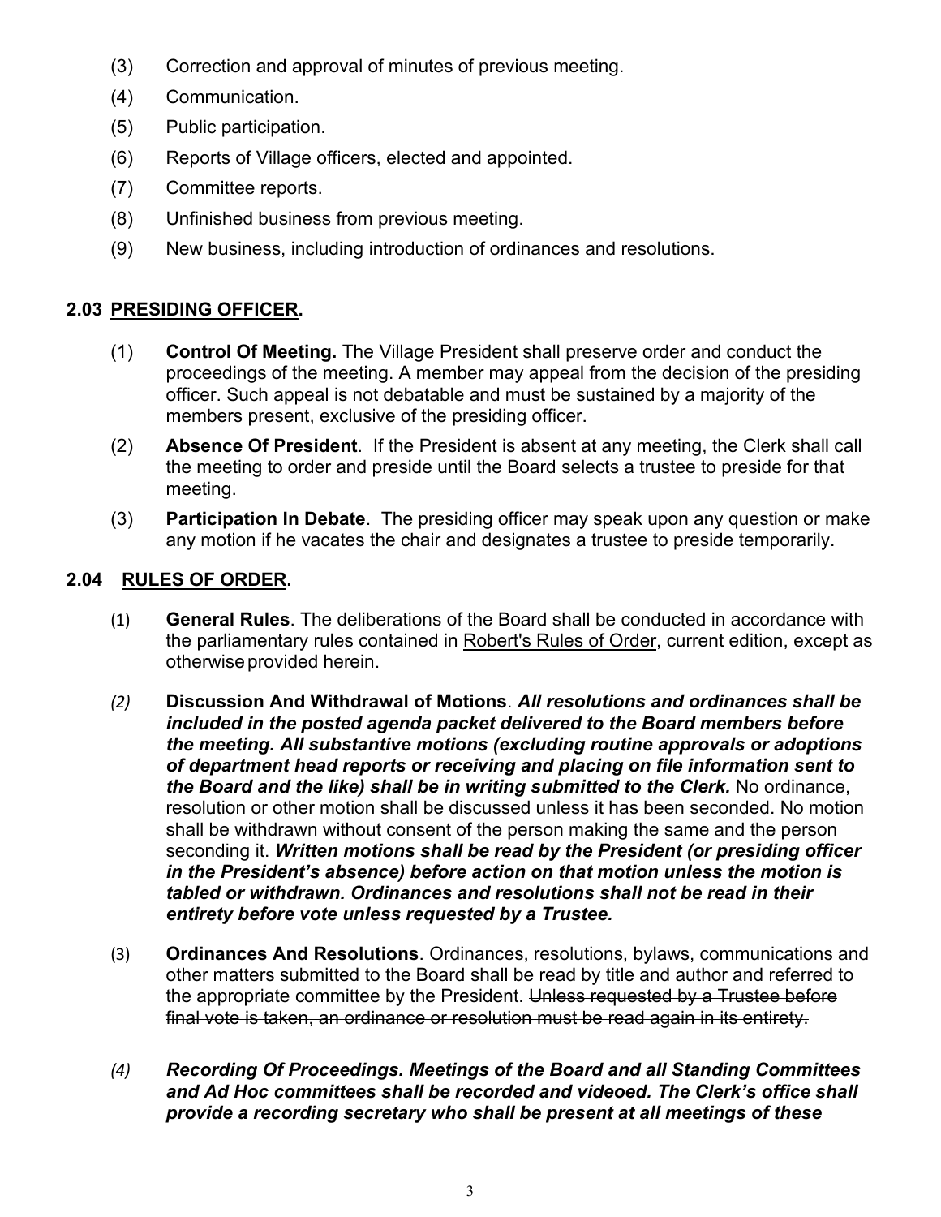(3) Correction and approval of minutes of previous meeting.

(4) Communication.

(5) Public participation.

(6) Reports of Village officers, elected and appointed.

(7) Committee reports.

(8) Unfinished business from previous meeting.

(9) New business, including introduction of ordinances and resolutions.

### 2.03 <u>PRESIDING OFFICER</u>.

(1) **Control Of Meeting.** The Village President shall preserve order and conduct the proceedings of the meeting. A member may appeal from the decision of the presiding officer. Such appeal is not debatable and must be sustained by a majority of the members present, exclusive of the presiding officer.

(2) **Absence Of President**. If the President is absent at any meeting, the Clerk shall call the meeting to order and preside until the Board selects a trustee to preside for that meeting.

(3) **Participation In Debate**. The presiding officer may speak upon any question or make any motion if he vacates the chair and designates a trustee to preside temporarily.

### 2.04 <u>RULES OF ORDER</u>.

(1) **General Rules**. The deliberations of the Board shall be conducted in accordance with the parliamentary rules contained in <u>Robert's Rules of Order</u>, current edition, except as otherwise provided herein.

*(2)* **Discussion And Withdrawal of Motions**. ***All resolutions and ordinances shall be included in the posted agenda packet delivered to the Board members before the meeting. All substantive motions (excluding routine approvals or adoptions of department head reports or receiving and placing on file information sent to the Board and the like) shall be in writing submitted to the Clerk.*** No ordinance, resolution or other motion shall be discussed unless it has been seconded. No motion shall be withdrawn without consent of the person making the same and the person seconding it. ***Written motions shall be read by the President (or presiding officer in the President's absence) before action on that motion unless the motion is tabled or withdrawn. Ordinances and resolutions shall not be read in their entirety before vote unless requested by a Trustee.***

(3) **Ordinances And Resolutions**. Ordinances, resolutions, bylaws, communications and other matters submitted to the Board shall be read by title and author and referred to the appropriate committee by the President. ~~Unless requested by a Trustee before final vote is taken, an ordinance or resolution must be read again in its entirety.~~

*(4)* ***Recording Of Proceedings. Meetings of the Board and all Standing Committees and Ad Hoc committees shall be recorded and videoed. The Clerk's office shall provide a recording secretary who shall be present at all meetings of these***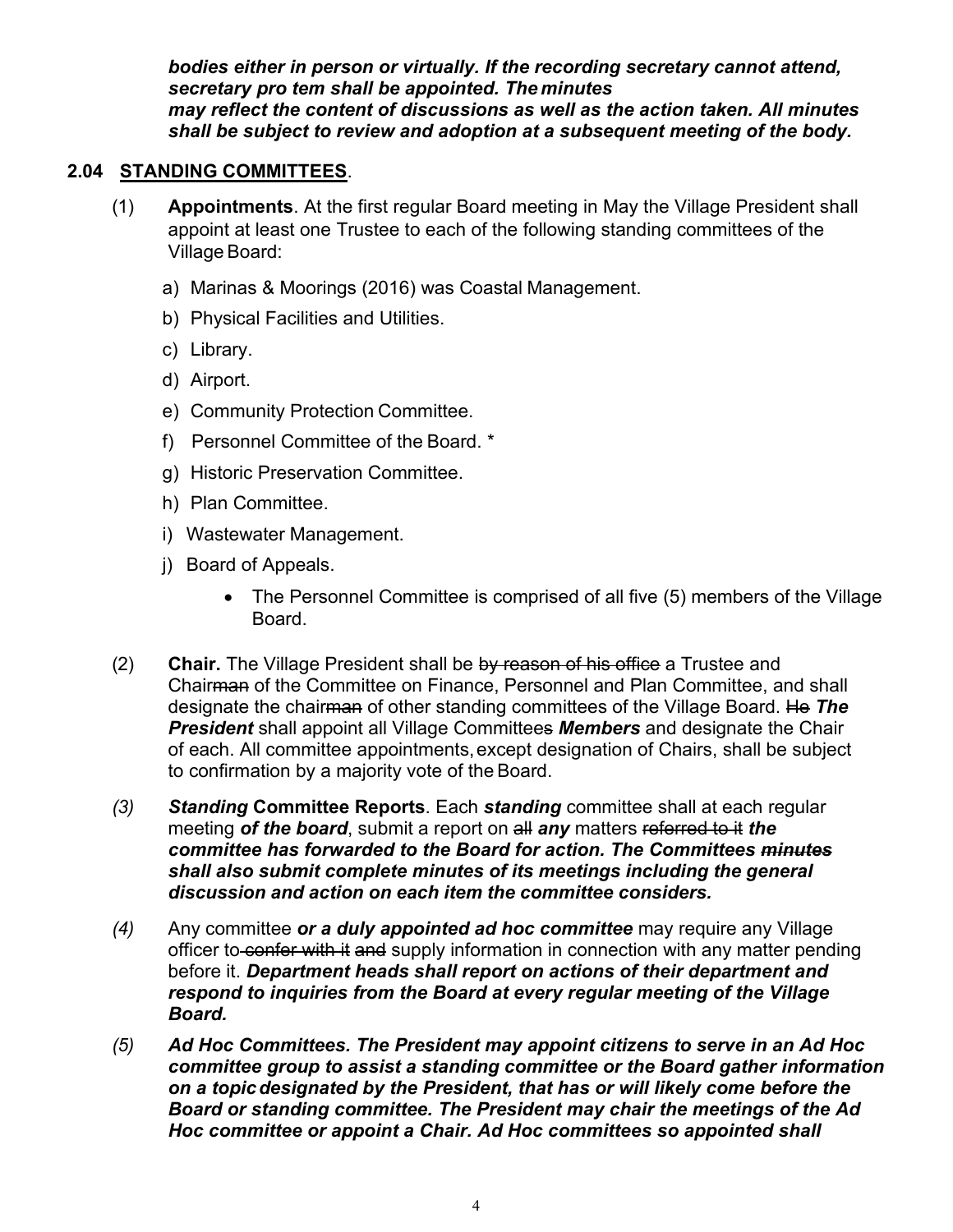***bodies either in person or virtually. If the recording secretary cannot attend, secretary pro tem shall be appointed. The minutes may reflect the content of discussions as well as the action taken. All minutes shall be subject to review and adoption at a subsequent meeting of the body.***

## 2.04 STANDING COMMITTEES.

(1) **Appointments**. At the first regular Board meeting in May the Village President shall appoint at least one Trustee to each of the following standing committees of the Village Board:

a) Marinas & Moorings (2016) was Coastal Management.

b) Physical Facilities and Utilities.

c) Library.

d) Airport.

e) Community Protection Committee.

f) Personnel Committee of the Board. *

g) Historic Preservation Committee.

h) Plan Committee.

i) Wastewater Management.

j) Board of Appeals.

- The Personnel Committee is comprised of all five (5) members of the Village Board.

(2) **Chair.** The Village President shall be ~~by reason of his office~~ a Trustee and Chair~~man~~ of the Committee on Finance, Personnel and Plan Committee, and shall designate the chair~~man~~ of other standing committees of the Village Board. ~~He~~ ***The President*** shall appoint all Village Committee~~s~~ ***Members*** and designate the Chair of each. All committee appointments, except designation of Chairs, shall be subject to confirmation by a majority vote of the Board.

*(3)* ***Standing*** **Committee Reports**. Each ***standing*** committee shall at each regular meeting ***of the board***, submit a report on ~~all~~ ***any*** matters ~~referred to it~~ ***the committee has forwarded to the Board for action. The Committees ~~minutes~~ shall also submit complete minutes of its meetings including the general discussion and action on each item the committee considers.***

*(4)* Any committee ***or a duly appointed ad hoc committee*** may require any Village officer to ~~confer with it and~~ supply information in connection with any matter pending before it. ***Department heads shall report on actions of their department and respond to inquiries from the Board at every regular meeting of the Village Board.***

*(5)* ***Ad Hoc Committees. The President may appoint citizens to serve in an Ad Hoc committee group to assist a standing committee or the Board gather information on a topic designated by the President, that has or will likely come before the Board or standing committee. The President may chair the meetings of the Ad Hoc committee or appoint a Chair. Ad Hoc committees so appointed shall***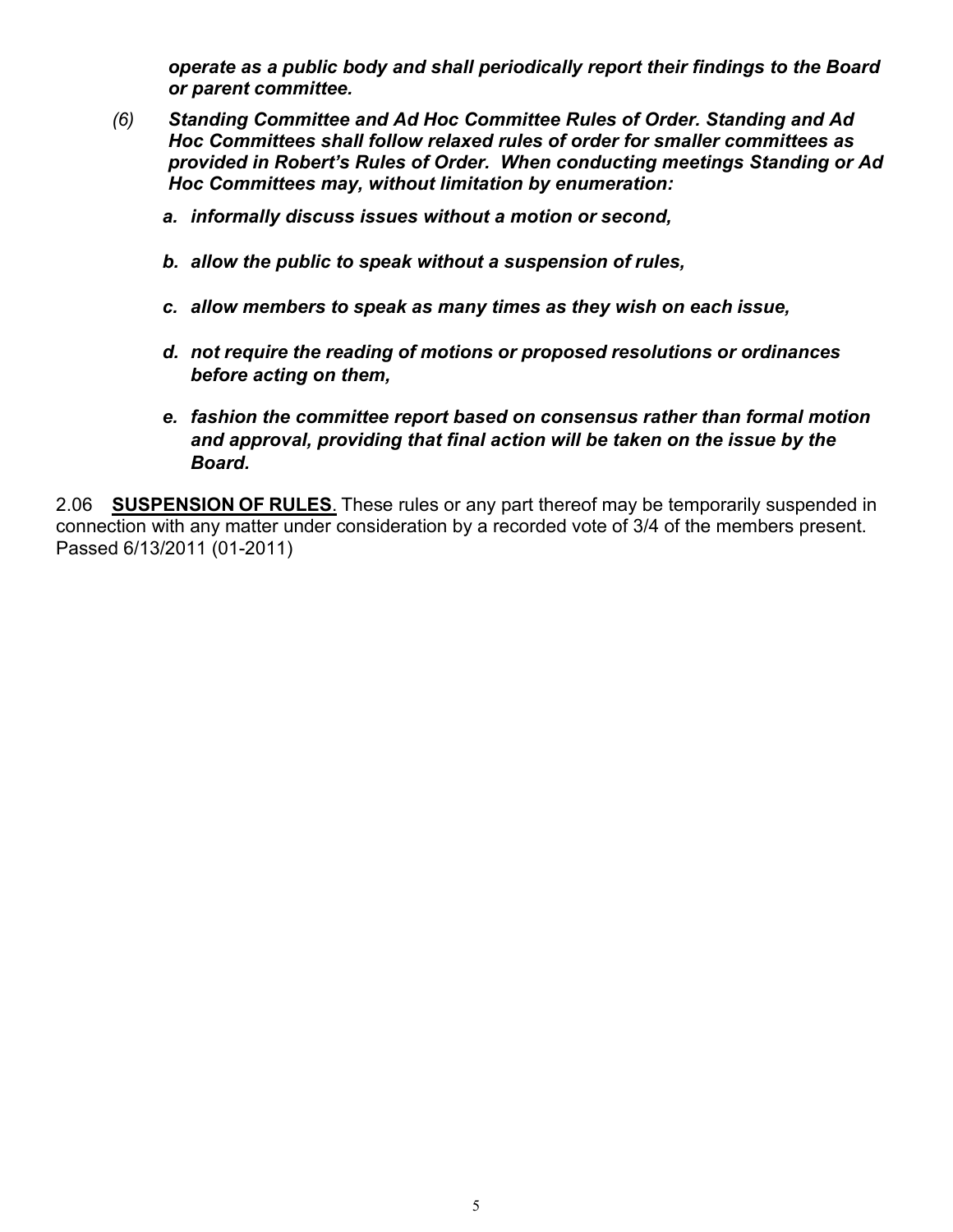***operate as a public body and shall periodically report their findings to the Board or parent committee.***

*(6)* ***Standing Committee and Ad Hoc Committee Rules of Order. Standing and Ad Hoc Committees shall follow relaxed rules of order for smaller committees as provided in Robert's Rules of Order. When conducting meetings Standing or Ad Hoc Committees may, without limitation by enumeration:***

***a. informally discuss issues without a motion or second,***

***b. allow the public to speak without a suspension of rules,***

***c. allow members to speak as many times as they wish on each issue,***

***d. not require the reading of motions or proposed resolutions or ordinances before acting on them,***

***e. fashion the committee report based on consensus rather than formal motion and approval, providing that final action will be taken on the issue by the Board.***

2.06 **SUSPENSION OF RULES**. These rules or any part thereof may be temporarily suspended in connection with any matter under consideration by a recorded vote of 3/4 of the members present. Passed 6/13/2011 (01-2011)